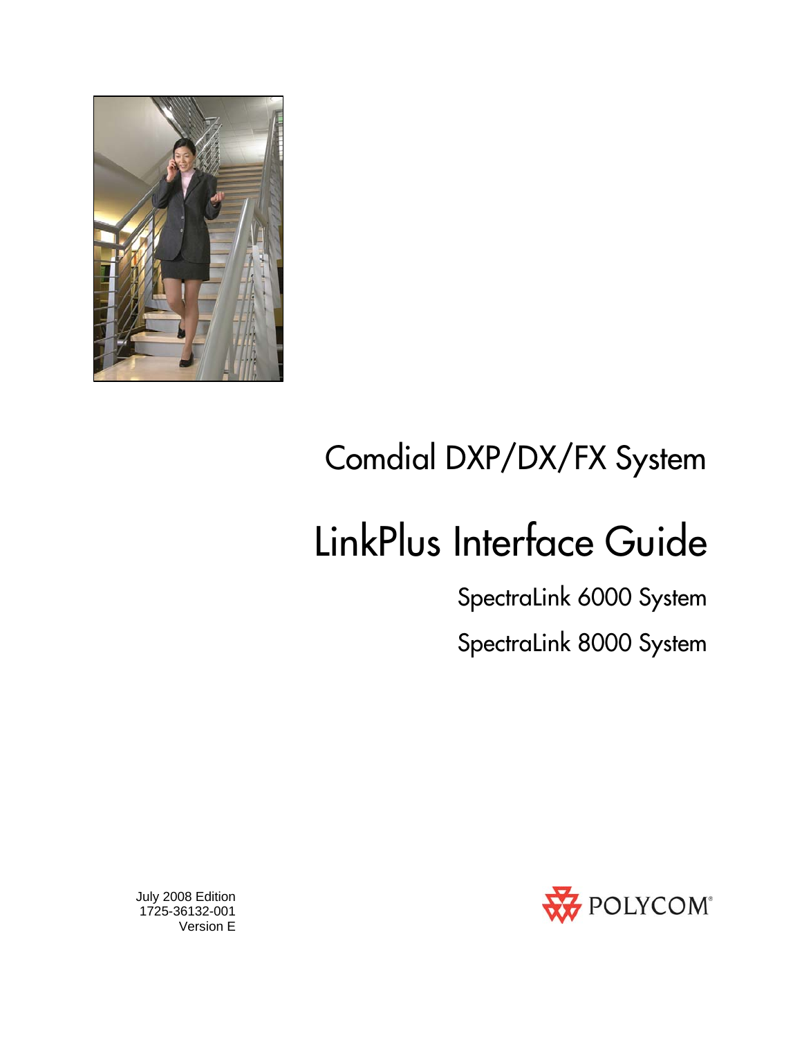# Comdial DXP/DX/FX System

# LinkPlus Interface Guide

## SpectraLink 6000 System

## SpectraLink 8000 System

July 2008 Edition
1725-36132-001
Version E

POLYCOM®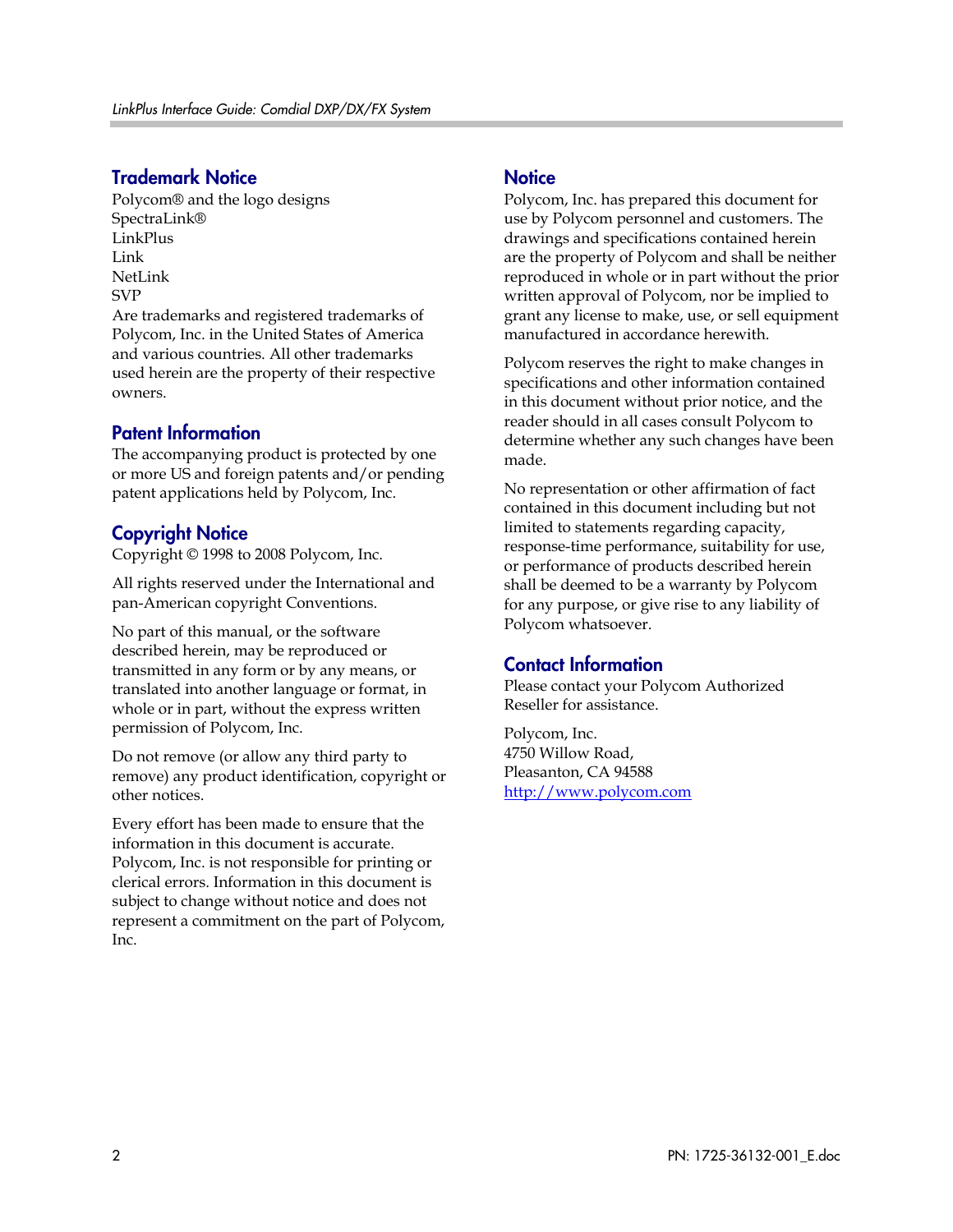## Trademark Notice

Polycom® and the logo designs
SpectraLink®
LinkPlus
Link
NetLink
SVP
Are trademarks and registered trademarks of Polycom, Inc. in the United States of America and various countries. All other trademarks used herein are the property of their respective owners.

## Patent Information

The accompanying product is protected by one or more US and foreign patents and/or pending patent applications held by Polycom, Inc.

## Copyright Notice

Copyright © 1998 to 2008 Polycom, Inc.

All rights reserved under the International and pan-American copyright Conventions.

No part of this manual, or the software described herein, may be reproduced or transmitted in any form or by any means, or translated into another language or format, in whole or in part, without the express written permission of Polycom, Inc.

Do not remove (or allow any third party to remove) any product identification, copyright or other notices.

Every effort has been made to ensure that the information in this document is accurate. Polycom, Inc. is not responsible for printing or clerical errors. Information in this document is subject to change without notice and does not represent a commitment on the part of Polycom, Inc.

## Notice

Polycom, Inc. has prepared this document for use by Polycom personnel and customers. The drawings and specifications contained herein are the property of Polycom and shall be neither reproduced in whole or in part without the prior written approval of Polycom, nor be implied to grant any license to make, use, or sell equipment manufactured in accordance herewith.

Polycom reserves the right to make changes in specifications and other information contained in this document without prior notice, and the reader should in all cases consult Polycom to determine whether any such changes have been made.

No representation or other affirmation of fact contained in this document including but not limited to statements regarding capacity, response-time performance, suitability for use, or performance of products described herein shall be deemed to be a warranty by Polycom for any purpose, or give rise to any liability of Polycom whatsoever.

## Contact Information

Please contact your Polycom Authorized Reseller for assistance.

Polycom, Inc.
4750 Willow Road,
Pleasanton, CA 94588
http://www.polycom.com

PN: 1725-36132-001_E.doc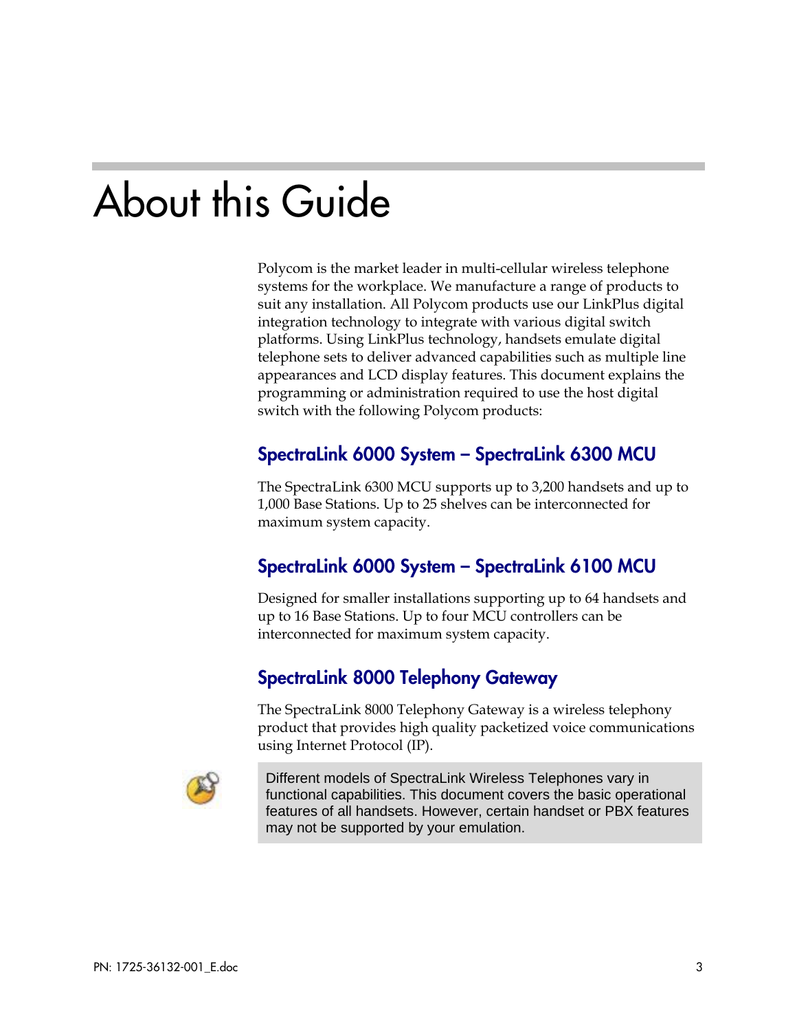# About this Guide

Polycom is the market leader in multi-cellular wireless telephone systems for the workplace. We manufacture a range of products to suit any installation. All Polycom products use our LinkPlus digital integration technology to integrate with various digital switch platforms. Using LinkPlus technology, handsets emulate digital telephone sets to deliver advanced capabilities such as multiple line appearances and LCD display features. This document explains the programming or administration required to use the host digital switch with the following Polycom products:

## SpectraLink 6000 System – SpectraLink 6300 MCU

The SpectraLink 6300 MCU supports up to 3,200 handsets and up to 1,000 Base Stations. Up to 25 shelves can be interconnected for maximum system capacity.

## SpectraLink 6000 System – SpectraLink 6100 MCU

Designed for smaller installations supporting up to 64 handsets and up to 16 Base Stations. Up to four MCU controllers can be interconnected for maximum system capacity.

## SpectraLink 8000 Telephony Gateway

The SpectraLink 8000 Telephony Gateway is a wireless telephony product that provides high quality packetized voice communications using Internet Protocol (IP).

> Different models of SpectraLink Wireless Telephones vary in functional capabilities. This document covers the basic operational features of all handsets. However, certain handset or PBX features may not be supported by your emulation.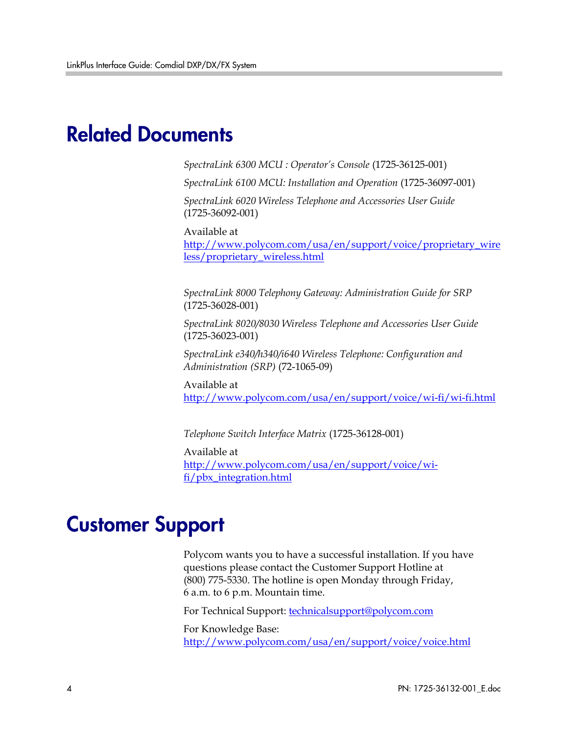# Related Documents

*SpectraLink 6300 MCU : Operator's Console* (1725-36125-001)

*SpectraLink 6100 MCU: Installation and Operation* (1725-36097-001)

*SpectraLink 6020 Wireless Telephone and Accessories User Guide* (1725-36092-001)

Available at
http://www.polycom.com/usa/en/support/voice/proprietary_wireless/proprietary_wireless.html

*SpectraLink 8000 Telephony Gateway: Administration Guide for SRP* (1725-36028-001)

*SpectraLink 8020/8030 Wireless Telephone and Accessories User Guide* (1725-36023-001)

*SpectraLink e340/h340/i640 Wireless Telephone: Configuration and Administration (SRP)* (72-1065-09)

Available at
http://www.polycom.com/usa/en/support/voice/wi-fi/wi-fi.html

*Telephone Switch Interface Matrix* (1725-36128-001)

Available at
http://www.polycom.com/usa/en/support/voice/wi-fi/pbx_integration.html

# Customer Support

Polycom wants you to have a successful installation. If you have questions please contact the Customer Support Hotline at (800) 775-5330. The hotline is open Monday through Friday, 6 a.m. to 6 p.m. Mountain time.

For Technical Support: technicalsupport@polycom.com

For Knowledge Base:
http://www.polycom.com/usa/en/support/voice/voice.html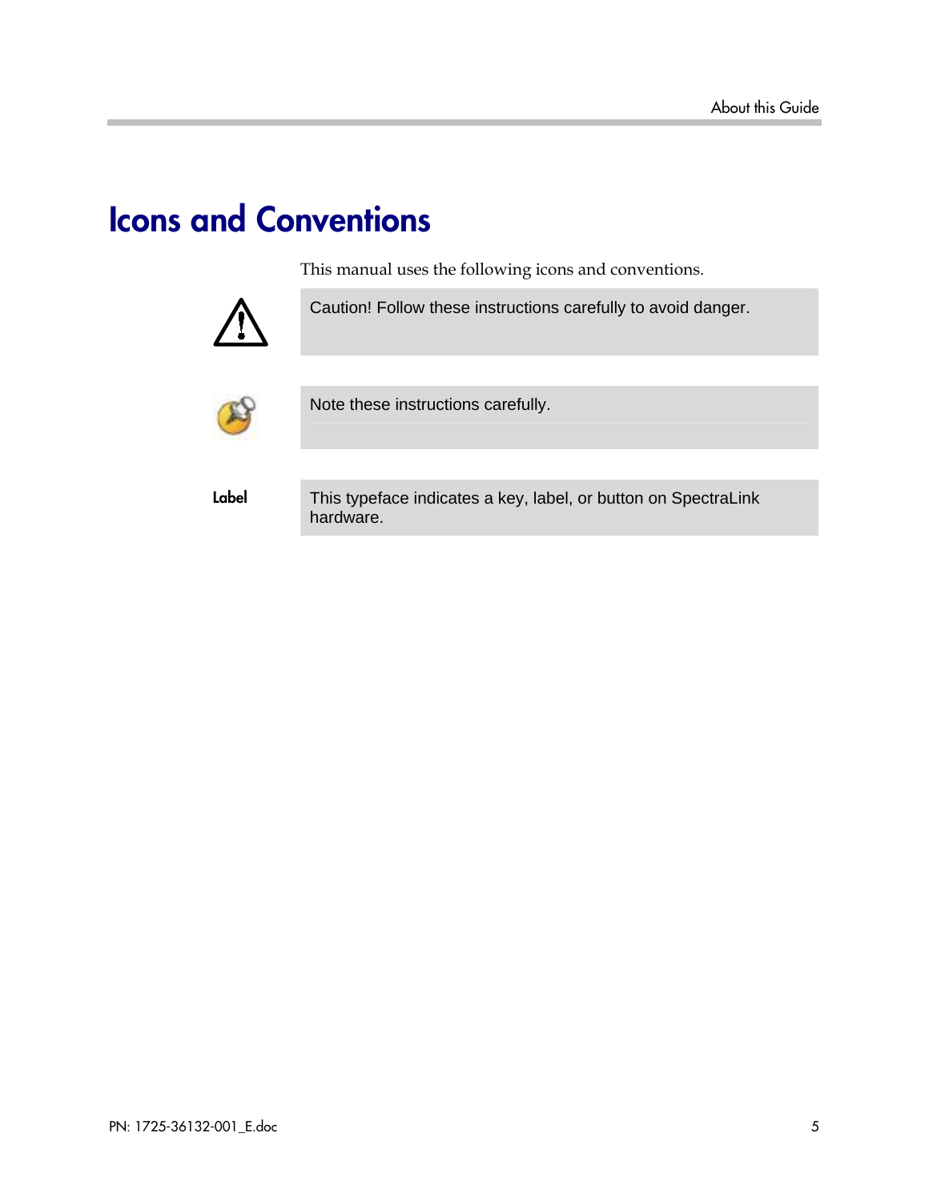# Icons and Conventions

This manual uses the following icons and conventions.

| | |
|---|---|
| ⚠ | Caution! Follow these instructions carefully to avoid danger. |
| | Note these instructions carefully. |
| **Label** | This typeface indicates a key, label, or button on SpectraLink hardware. |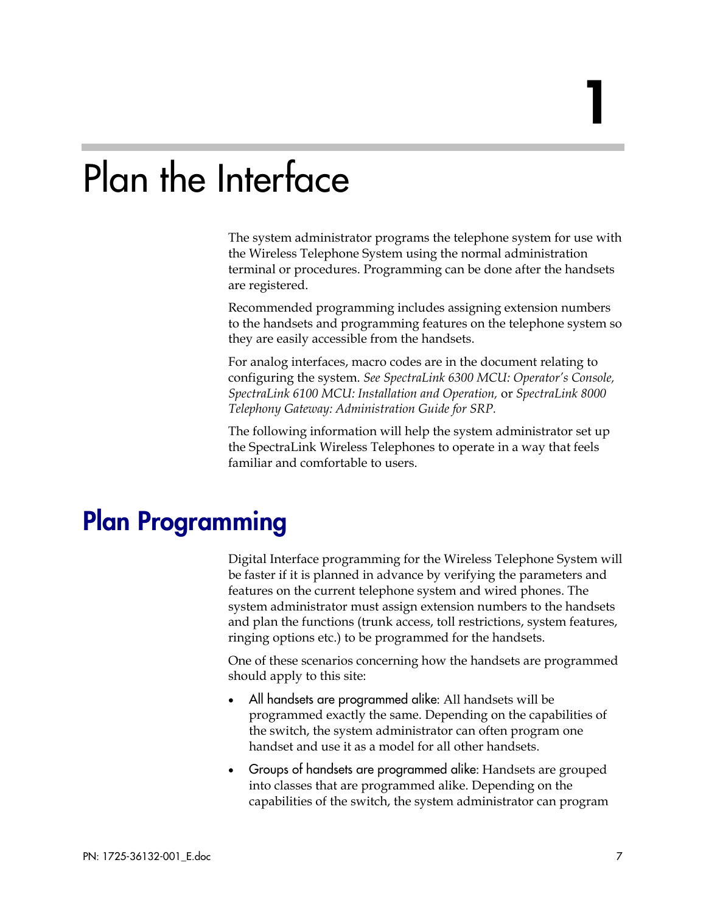# 1 Plan the Interface

The system administrator programs the telephone system for use with the Wireless Telephone System using the normal administration terminal or procedures. Programming can be done after the handsets are registered.

Recommended programming includes assigning extension numbers to the handsets and programming features on the telephone system so they are easily accessible from the handsets.

For analog interfaces, macro codes are in the document relating to configuring the system. *See SpectraLink 6300 MCU: Operator's Console, SpectraLink 6100 MCU: Installation and Operation,* or *SpectraLink 8000 Telephony Gateway: Administration Guide for SRP.*

The following information will help the system administrator set up the SpectraLink Wireless Telephones to operate in a way that feels familiar and comfortable to users.

## Plan Programming

Digital Interface programming for the Wireless Telephone System will be faster if it is planned in advance by verifying the parameters and features on the current telephone system and wired phones. The system administrator must assign extension numbers to the handsets and plan the functions (trunk access, toll restrictions, system features, ringing options etc.) to be programmed for the handsets.

One of these scenarios concerning how the handsets are programmed should apply to this site:

- All handsets are programmed alike: All handsets will be programmed exactly the same. Depending on the capabilities of the switch, the system administrator can often program one handset and use it as a model for all other handsets.
- Groups of handsets are programmed alike: Handsets are grouped into classes that are programmed alike. Depending on the capabilities of the switch, the system administrator can program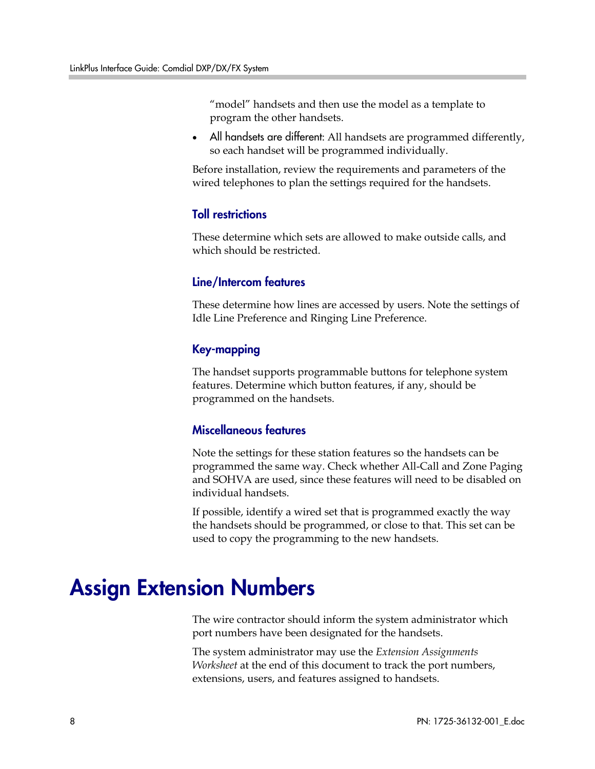"model" handsets and then use the model as a template to program the other handsets.

- All handsets are different: All handsets are programmed differently, so each handset will be programmed individually.

Before installation, review the requirements and parameters of the wired telephones to plan the settings required for the handsets.

### Toll restrictions

These determine which sets are allowed to make outside calls, and which should be restricted.

### Line/Intercom features

These determine how lines are accessed by users. Note the settings of Idle Line Preference and Ringing Line Preference.

### Key-mapping

The handset supports programmable buttons for telephone system features. Determine which button features, if any, should be programmed on the handsets.

### Miscellaneous features

Note the settings for these station features so the handsets can be programmed the same way. Check whether All-Call and Zone Paging and SOHVA are used, since these features will need to be disabled on individual handsets.

If possible, identify a wired set that is programmed exactly the way the handsets should be programmed, or close to that. This set can be used to copy the programming to the new handsets.

# Assign Extension Numbers

The wire contractor should inform the system administrator which port numbers have been designated for the handsets.

The system administrator may use the *Extension Assignments Worksheet* at the end of this document to track the port numbers, extensions, users, and features assigned to handsets.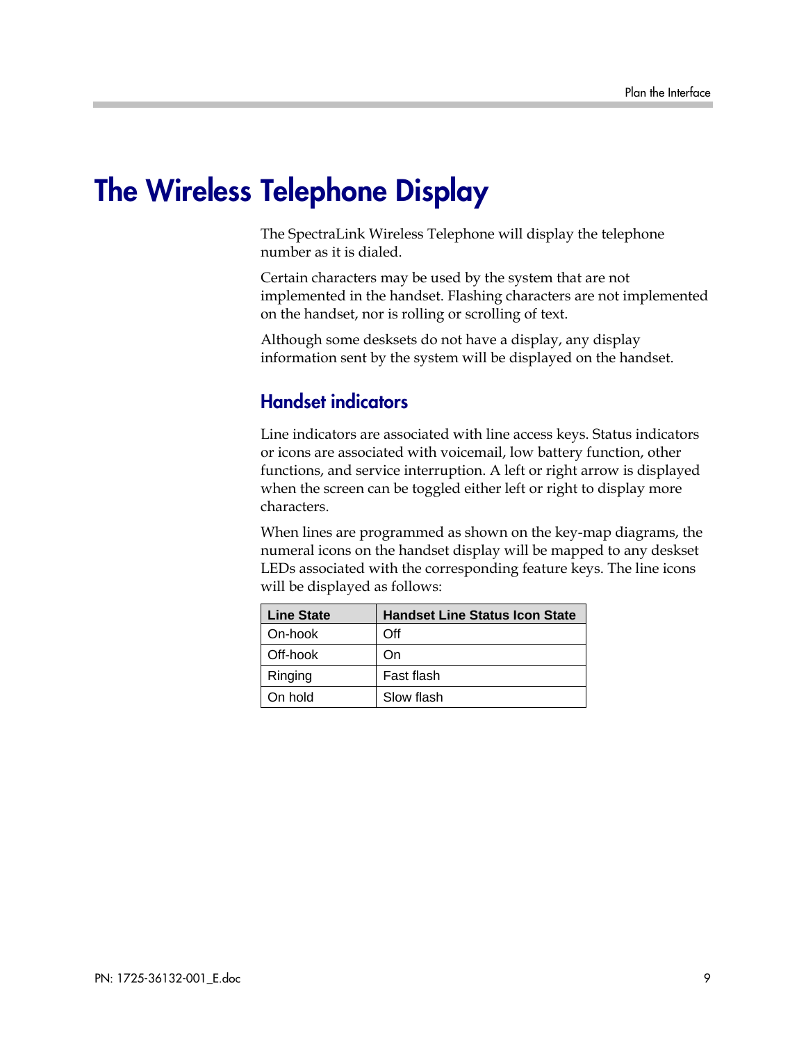# The Wireless Telephone Display

The SpectraLink Wireless Telephone will display the telephone number as it is dialed.

Certain characters may be used by the system that are not implemented in the handset. Flashing characters are not implemented on the handset, nor is rolling or scrolling of text.

Although some desksets do not have a display, any display information sent by the system will be displayed on the handset.

## Handset indicators

Line indicators are associated with line access keys. Status indicators or icons are associated with voicemail, low battery function, other functions, and service interruption. A left or right arrow is displayed when the screen can be toggled either left or right to display more characters.

When lines are programmed as shown on the key-map diagrams, the numeral icons on the handset display will be mapped to any deskset LEDs associated with the corresponding feature keys. The line icons will be displayed as follows:

| Line State | Handset Line Status Icon State |
|---|---|
| On-hook | Off |
| Off-hook | On |
| Ringing | Fast flash |
| On hold | Slow flash |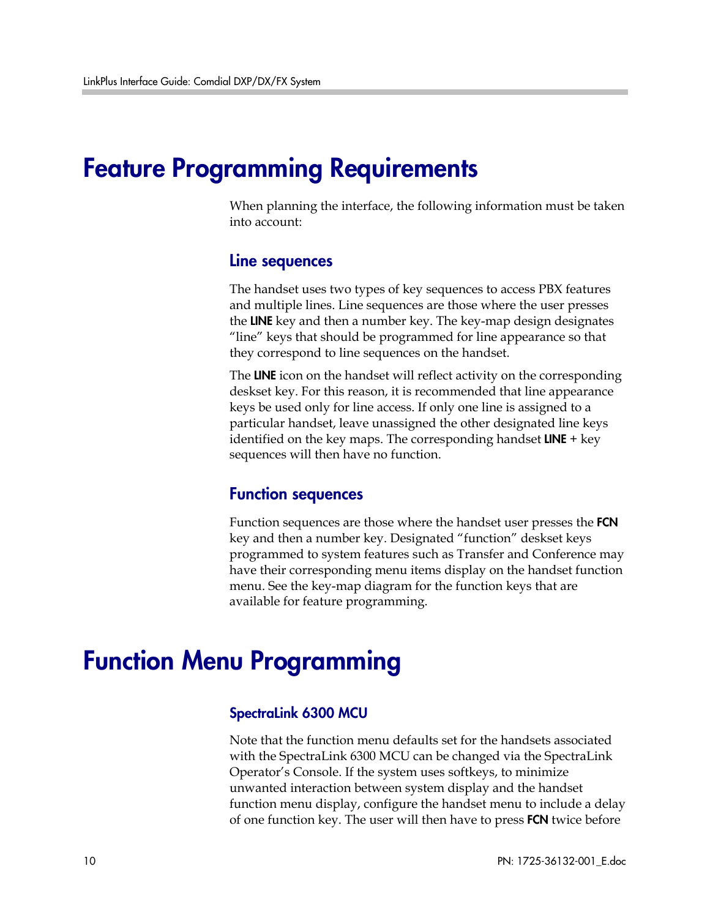# Feature Programming Requirements

When planning the interface, the following information must be taken into account:

## Line sequences

The handset uses two types of key sequences to access PBX features and multiple lines. Line sequences are those where the user presses the **LINE** key and then a number key. The key-map design designates “line” keys that should be programmed for line appearance so that they correspond to line sequences on the handset.

The **LINE** icon on the handset will reflect activity on the corresponding deskset key. For this reason, it is recommended that line appearance keys be used only for line access. If only one line is assigned to a particular handset, leave unassigned the other designated line keys identified on the key maps. The corresponding handset **LINE** + key sequences will then have no function.

## Function sequences

Function sequences are those where the handset user presses the **FCN** key and then a number key. Designated “function” deskset keys programmed to system features such as Transfer and Conference may have their corresponding menu items display on the handset function menu. See the key-map diagram for the function keys that are available for feature programming.

# Function Menu Programming

### SpectraLink 6300 MCU

Note that the function menu defaults set for the handsets associated with the SpectraLink 6300 MCU can be changed via the SpectraLink Operator’s Console. If the system uses softkeys, to minimize unwanted interaction between system display and the handset function menu display, configure the handset menu to include a delay of one function key. The user will then have to press **FCN** twice before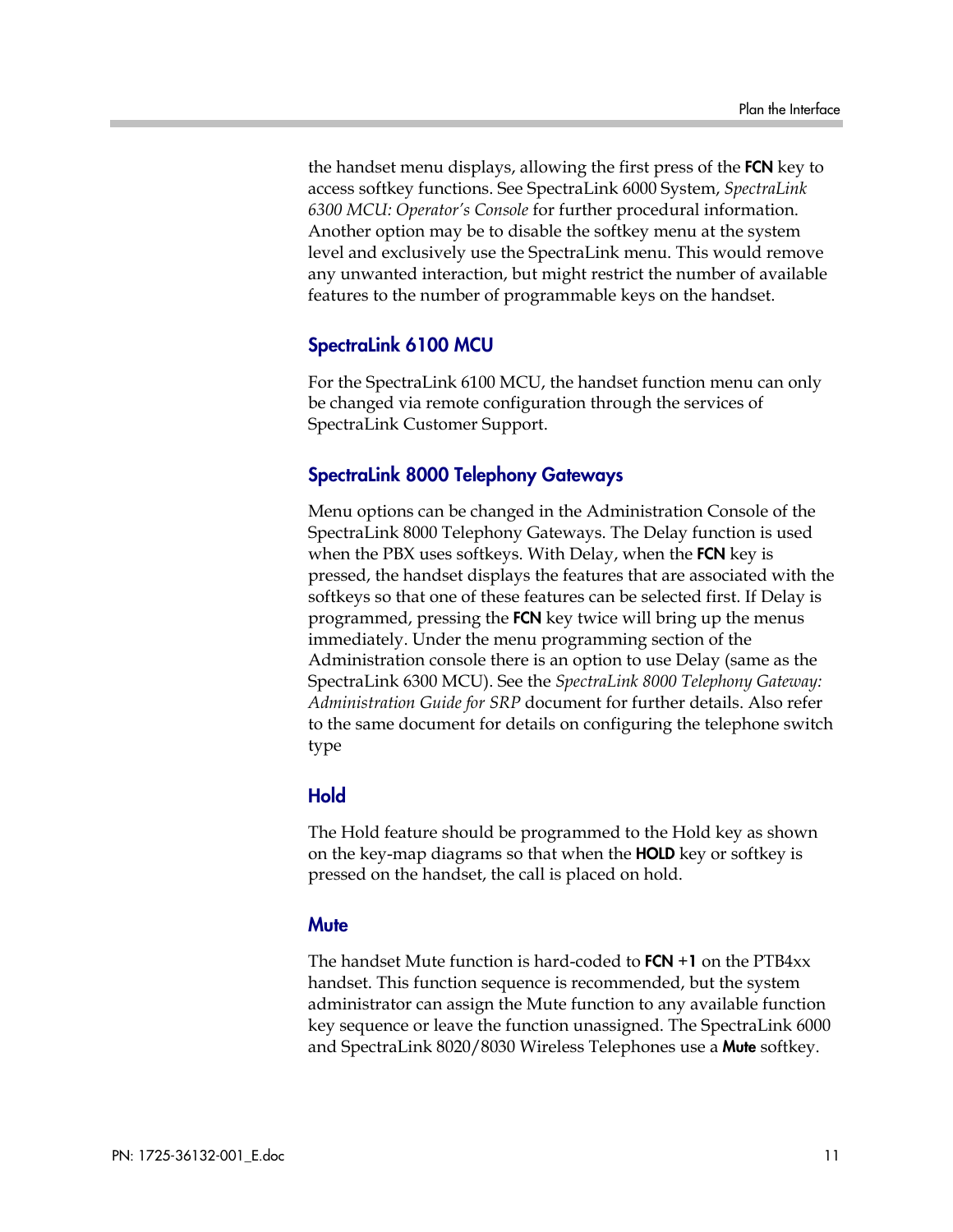the handset menu displays, allowing the first press of the **FCN** key to access softkey functions. See SpectraLink 6000 System, *SpectraLink 6300 MCU: Operator's Console* for further procedural information. Another option may be to disable the softkey menu at the system level and exclusively use the SpectraLink menu. This would remove any unwanted interaction, but might restrict the number of available features to the number of programmable keys on the handset.

### SpectraLink 6100 MCU

For the SpectraLink 6100 MCU, the handset function menu can only be changed via remote configuration through the services of SpectraLink Customer Support.

### SpectraLink 8000 Telephony Gateways

Menu options can be changed in the Administration Console of the SpectraLink 8000 Telephony Gateways. The Delay function is used when the PBX uses softkeys. With Delay, when the **FCN** key is pressed, the handset displays the features that are associated with the softkeys so that one of these features can be selected first. If Delay is programmed, pressing the **FCN** key twice will bring up the menus immediately. Under the menu programming section of the Administration console there is an option to use Delay (same as the SpectraLink 6300 MCU). See the *SpectraLink 8000 Telephony Gateway: Administration Guide for SRP* document for further details. Also refer to the same document for details on configuring the telephone switch type

### Hold

The Hold feature should be programmed to the Hold key as shown on the key-map diagrams so that when the **HOLD** key or softkey is pressed on the handset, the call is placed on hold.

### Mute

The handset Mute function is hard-coded to **FCN +1** on the PTB4xx handset. This function sequence is recommended, but the system administrator can assign the Mute function to any available function key sequence or leave the function unassigned. The SpectraLink 6000 and SpectraLink 8020/8030 Wireless Telephones use a **Mute** softkey.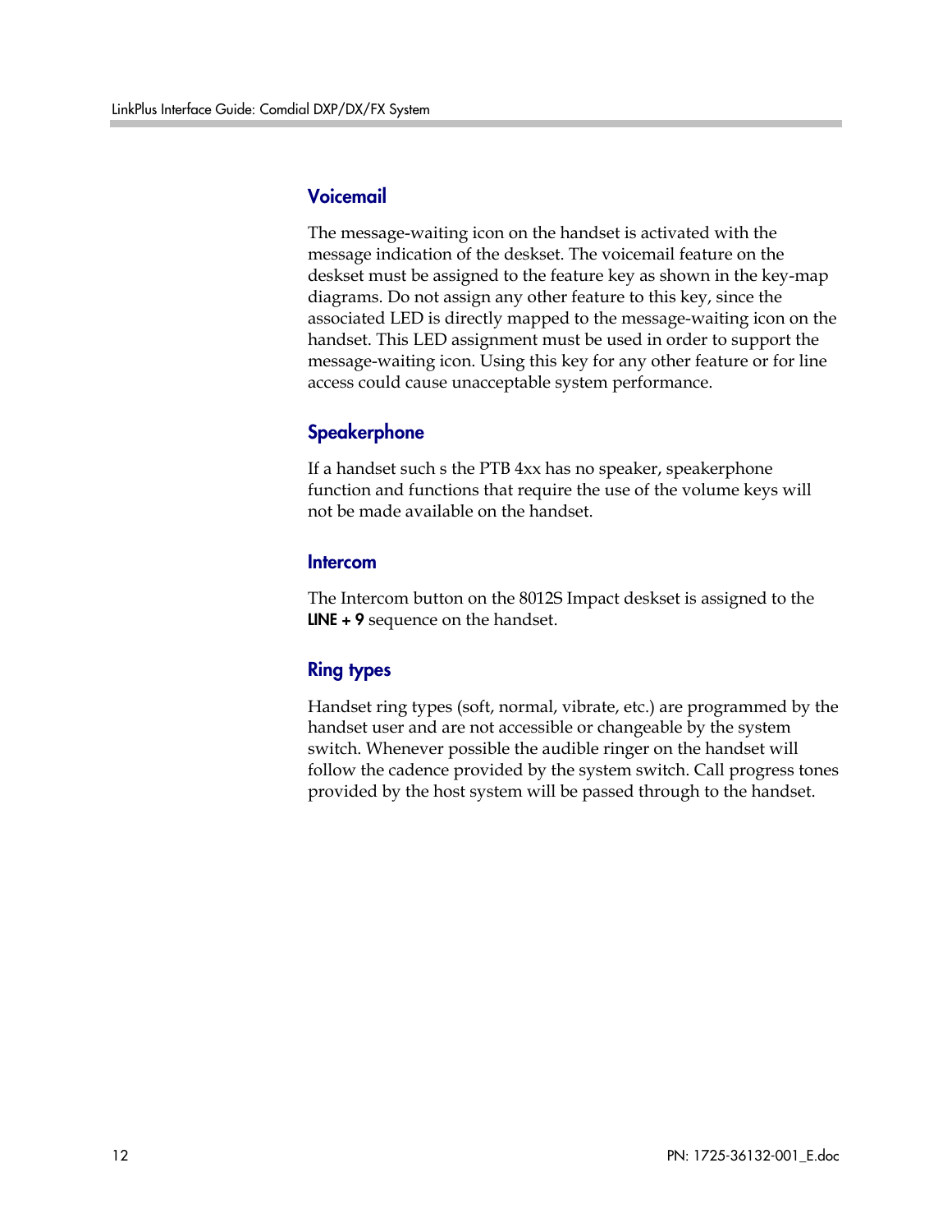## Voicemail

The message-waiting icon on the handset is activated with the message indication of the deskset. The voicemail feature on the deskset must be assigned to the feature key as shown in the key-map diagrams. Do not assign any other feature to this key, since the associated LED is directly mapped to the message-waiting icon on the handset. This LED assignment must be used in order to support the message-waiting icon. Using this key for any other feature or for line access could cause unacceptable system performance.

## Speakerphone

If a handset such s the PTB 4xx has no speaker, speakerphone function and functions that require the use of the volume keys will not be made available on the handset.

## Intercom

The Intercom button on the 8012S Impact deskset is assigned to the **LINE + 9** sequence on the handset.

## Ring types

Handset ring types (soft, normal, vibrate, etc.) are programmed by the handset user and are not accessible or changeable by the system switch. Whenever possible the audible ringer on the handset will follow the cadence provided by the system switch. Call progress tones provided by the host system will be passed through to the handset.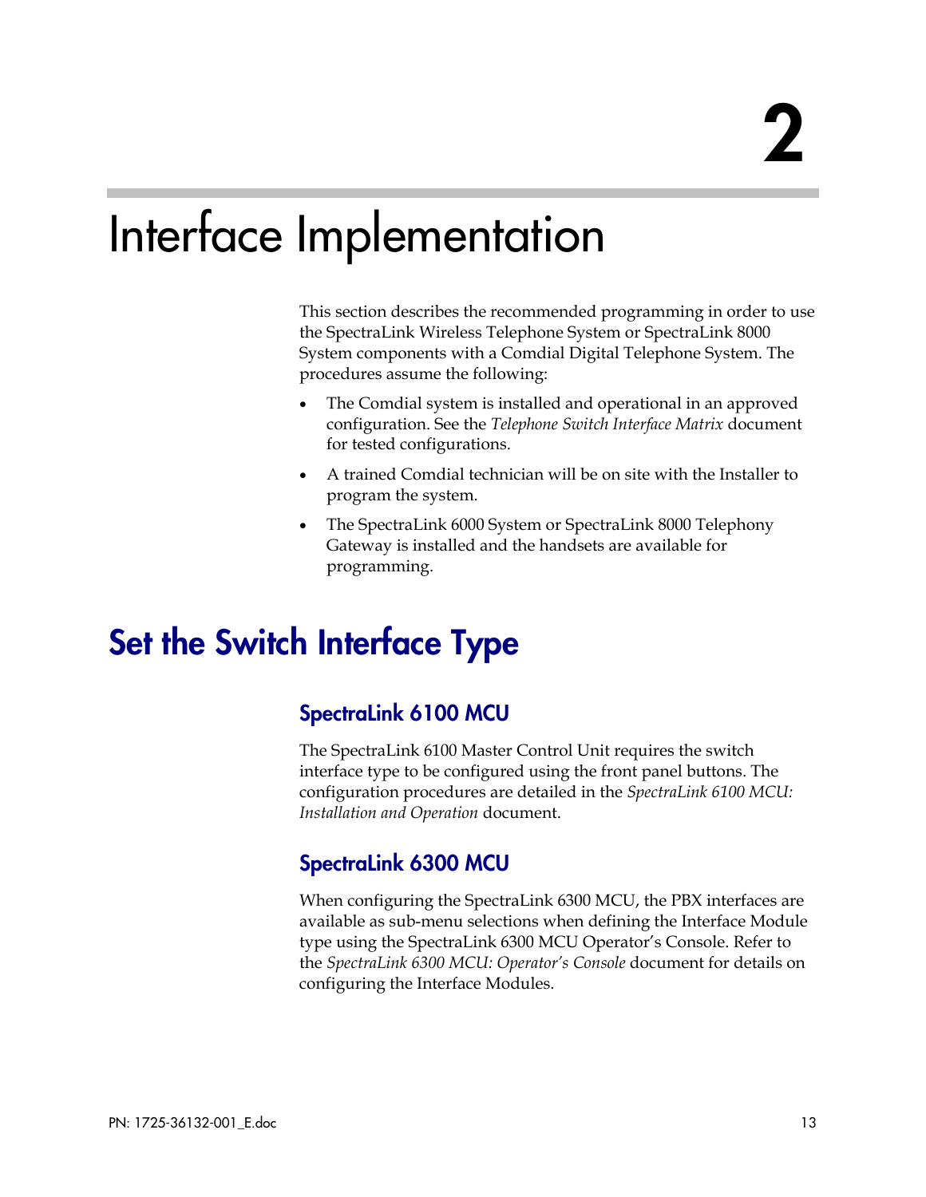# 2

# Interface Implementation

This section describes the recommended programming in order to use the SpectraLink Wireless Telephone System or SpectraLink 8000 System components with a Comdial Digital Telephone System. The procedures assume the following:

- The Comdial system is installed and operational in an approved configuration. See the *Telephone Switch Interface Matrix* document for tested configurations.
- A trained Comdial technician will be on site with the Installer to program the system.
- The SpectraLink 6000 System or SpectraLink 8000 Telephony Gateway is installed and the handsets are available for programming.

## Set the Switch Interface Type

### SpectraLink 6100 MCU

The SpectraLink 6100 Master Control Unit requires the switch interface type to be configured using the front panel buttons. The configuration procedures are detailed in the *SpectraLink 6100 MCU: Installation and Operation* document.

### SpectraLink 6300 MCU

When configuring the SpectraLink 6300 MCU, the PBX interfaces are available as sub-menu selections when defining the Interface Module type using the SpectraLink 6300 MCU Operator's Console. Refer to the *SpectraLink 6300 MCU: Operator's Console* document for details on configuring the Interface Modules.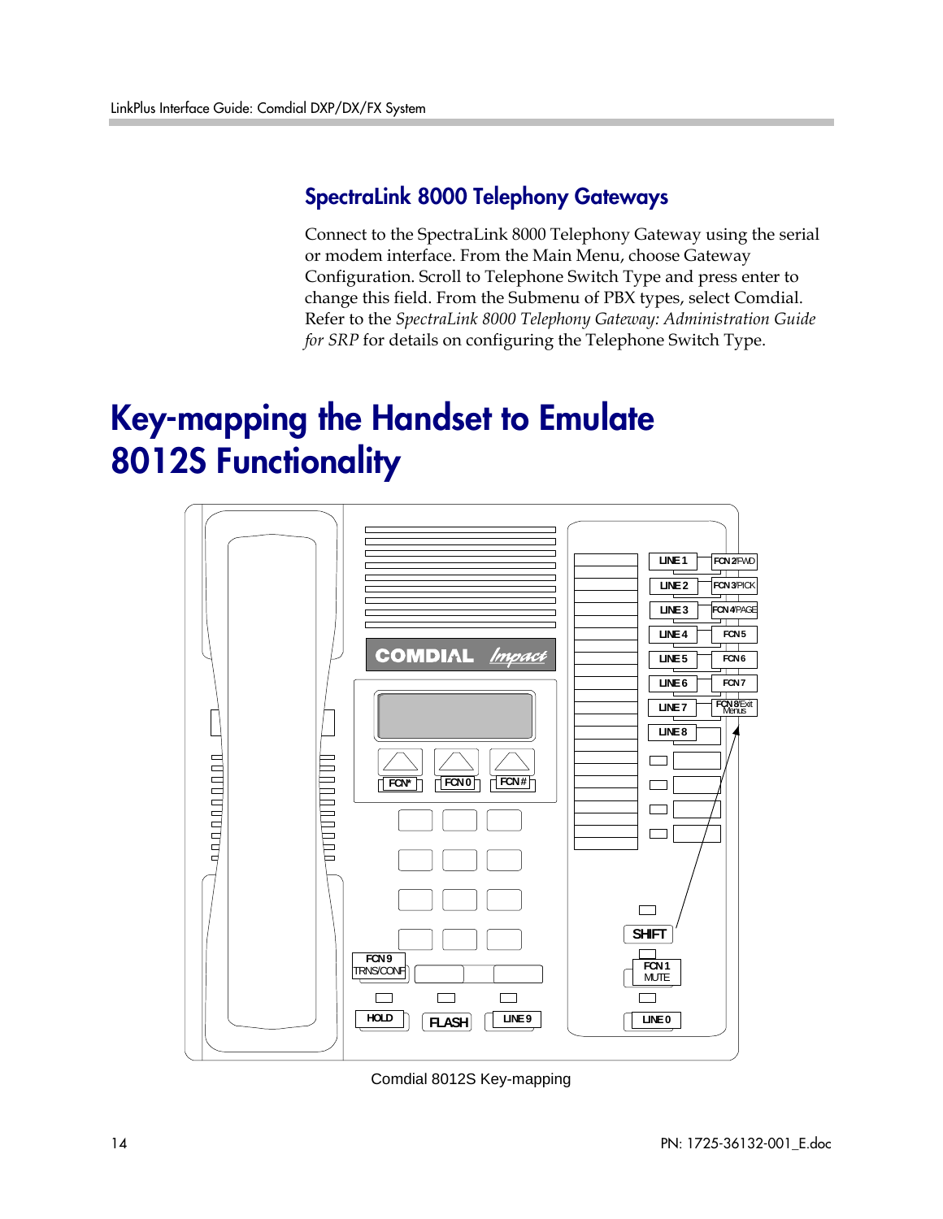## SpectraLink 8000 Telephony Gateways

Connect to the SpectraLink 8000 Telephony Gateway using the serial or modem interface. From the Main Menu, choose Gateway Configuration. Scroll to Telephone Switch Type and press enter to change this field. From the Submenu of PBX types, select Comdial. Refer to the *SpectraLink 8000 Telephony Gateway: Administration Guide for SRP* for details on configuring the Telephone Switch Type.

# Key-mapping the Handset to Emulate 8012S Functionality

Comdial 8012S Key-mapping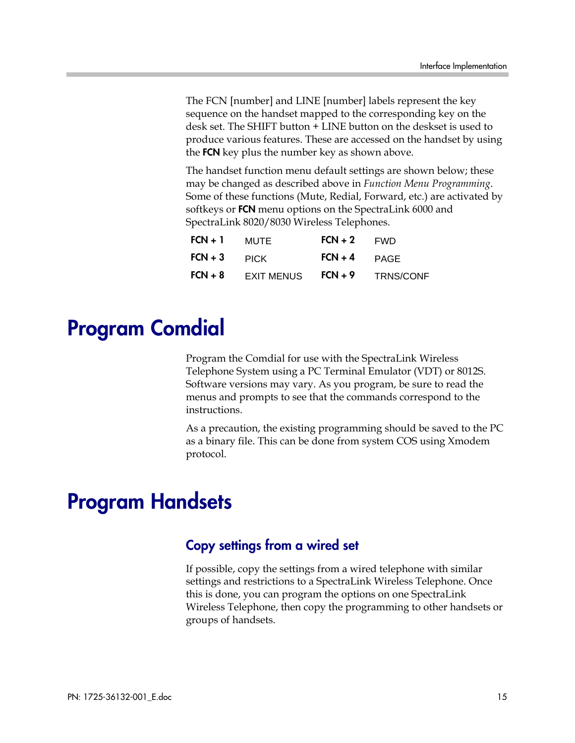The FCN [number] and LINE [number] labels represent the key sequence on the handset mapped to the corresponding key on the desk set. The SHIFT button + LINE button on the deskset is used to produce various features. These are accessed on the handset by using the **FCN** key plus the number key as shown above.

The handset function menu default settings are shown below; these may be changed as described above in *Function Menu Programming*. Some of these functions (Mute, Redial, Forward, etc.) are activated by softkeys or **FCN** menu options on the SpectraLink 6000 and SpectraLink 8020/8030 Wireless Telephones.

| | | | |
|---|---|---|---|
| **FCN + 1** | MUTE | **FCN + 2** | FWD |
| **FCN + 3** | PICK | **FCN + 4** | PAGE |
| **FCN + 8** | EXIT MENUS | **FCN + 9** | TRNS/CONF |

# Program Comdial

Program the Comdial for use with the SpectraLink Wireless Telephone System using a PC Terminal Emulator (VDT) or 8012S. Software versions may vary. As you program, be sure to read the menus and prompts to see that the commands correspond to the instructions.

As a precaution, the existing programming should be saved to the PC as a binary file. This can be done from system COS using Xmodem protocol.

# Program Handsets

## Copy settings from a wired set

If possible, copy the settings from a wired telephone with similar settings and restrictions to a SpectraLink Wireless Telephone. Once this is done, you can program the options on one SpectraLink Wireless Telephone, then copy the programming to other handsets or groups of handsets.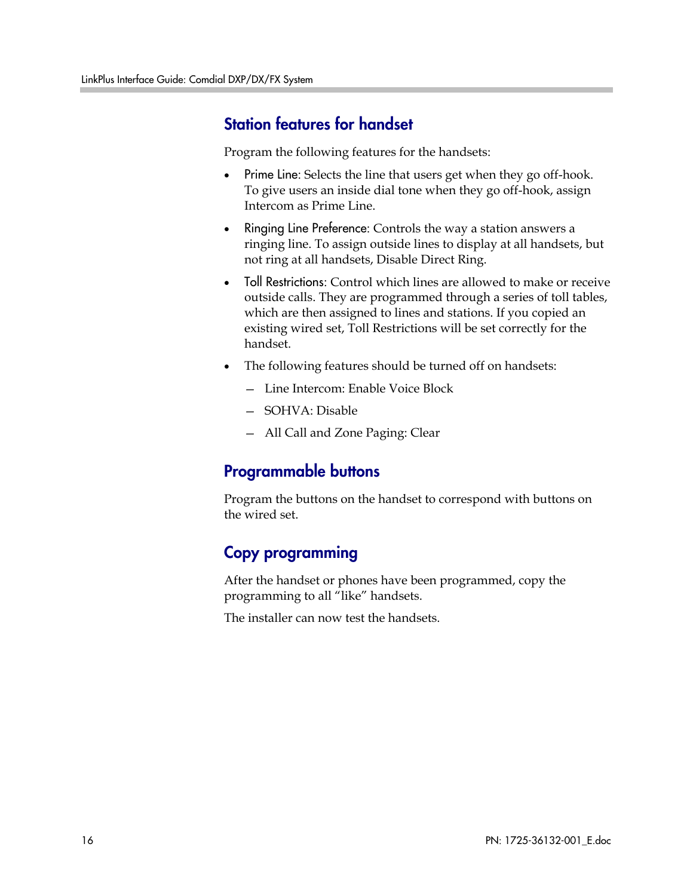## Station features for handset

Program the following features for the handsets:

- Prime Line: Selects the line that users get when they go off-hook. To give users an inside dial tone when they go off-hook, assign Intercom as Prime Line.
- Ringing Line Preference: Controls the way a station answers a ringing line. To assign outside lines to display at all handsets, but not ring at all handsets, Disable Direct Ring.
- Toll Restrictions: Control which lines are allowed to make or receive outside calls. They are programmed through a series of toll tables, which are then assigned to lines and stations. If you copied an existing wired set, Toll Restrictions will be set correctly for the handset.
- The following features should be turned off on handsets:
  - Line Intercom: Enable Voice Block
  - SOHVA: Disable
  - All Call and Zone Paging: Clear

## Programmable buttons

Program the buttons on the handset to correspond with buttons on the wired set.

## Copy programming

After the handset or phones have been programmed, copy the programming to all "like" handsets.

The installer can now test the handsets.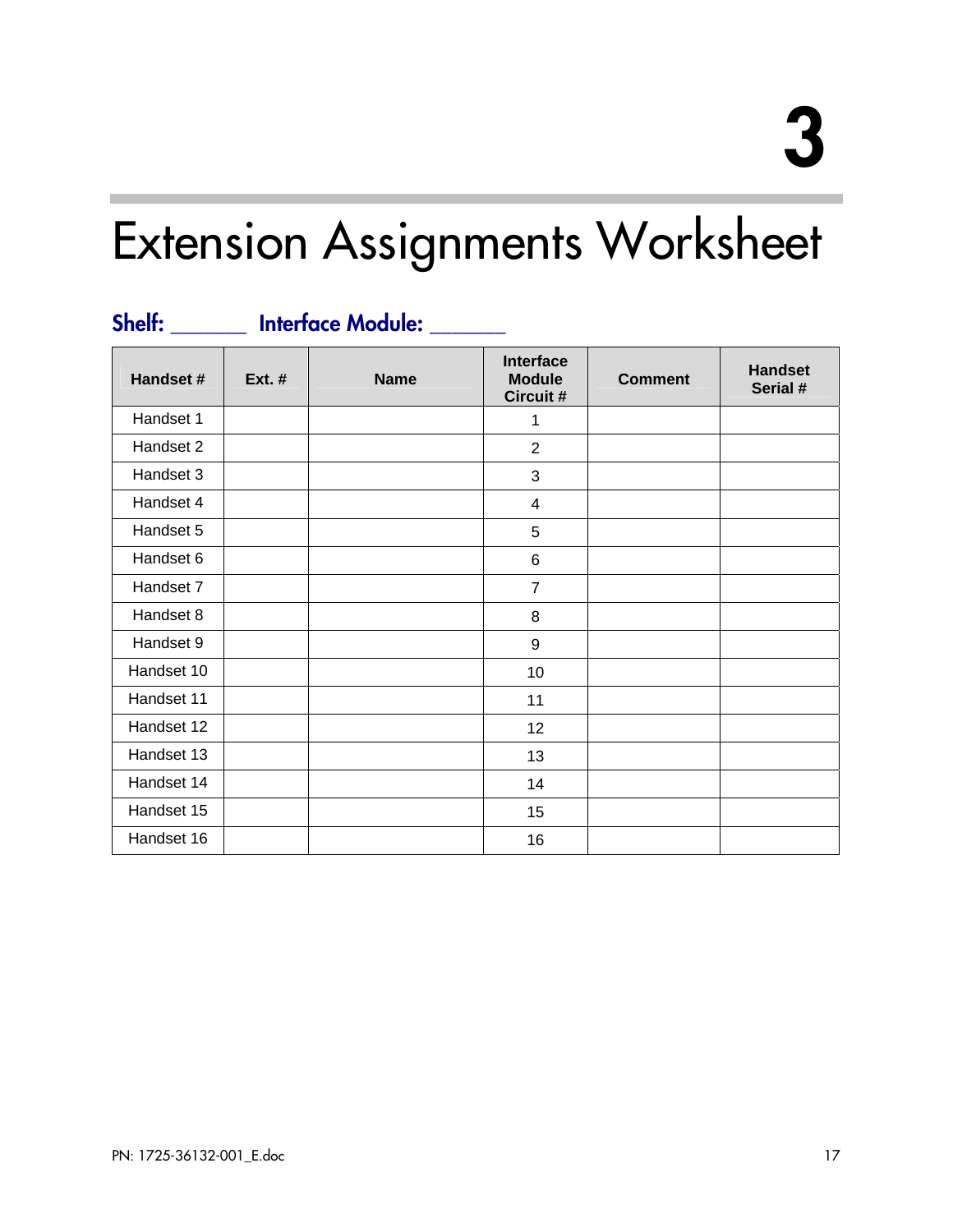# 3

# Extension Assignments Worksheet

## Shelf: ______ Interface Module: ______

| Handset # | Ext. # | Name | Interface Module Circuit # | Comment | Handset Serial # |
|---|---|---|---|---|---|
| Handset 1 | | | 1 | | |
| Handset 2 | | | 2 | | |
| Handset 3 | | | 3 | | |
| Handset 4 | | | 4 | | |
| Handset 5 | | | 5 | | |
| Handset 6 | | | 6 | | |
| Handset 7 | | | 7 | | |
| Handset 8 | | | 8 | | |
| Handset 9 | | | 9 | | |
| Handset 10 | | | 10 | | |
| Handset 11 | | | 11 | | |
| Handset 12 | | | 12 | | |
| Handset 13 | | | 13 | | |
| Handset 14 | | | 14 | | |
| Handset 15 | | | 15 | | |
| Handset 16 | | | 16 | | |